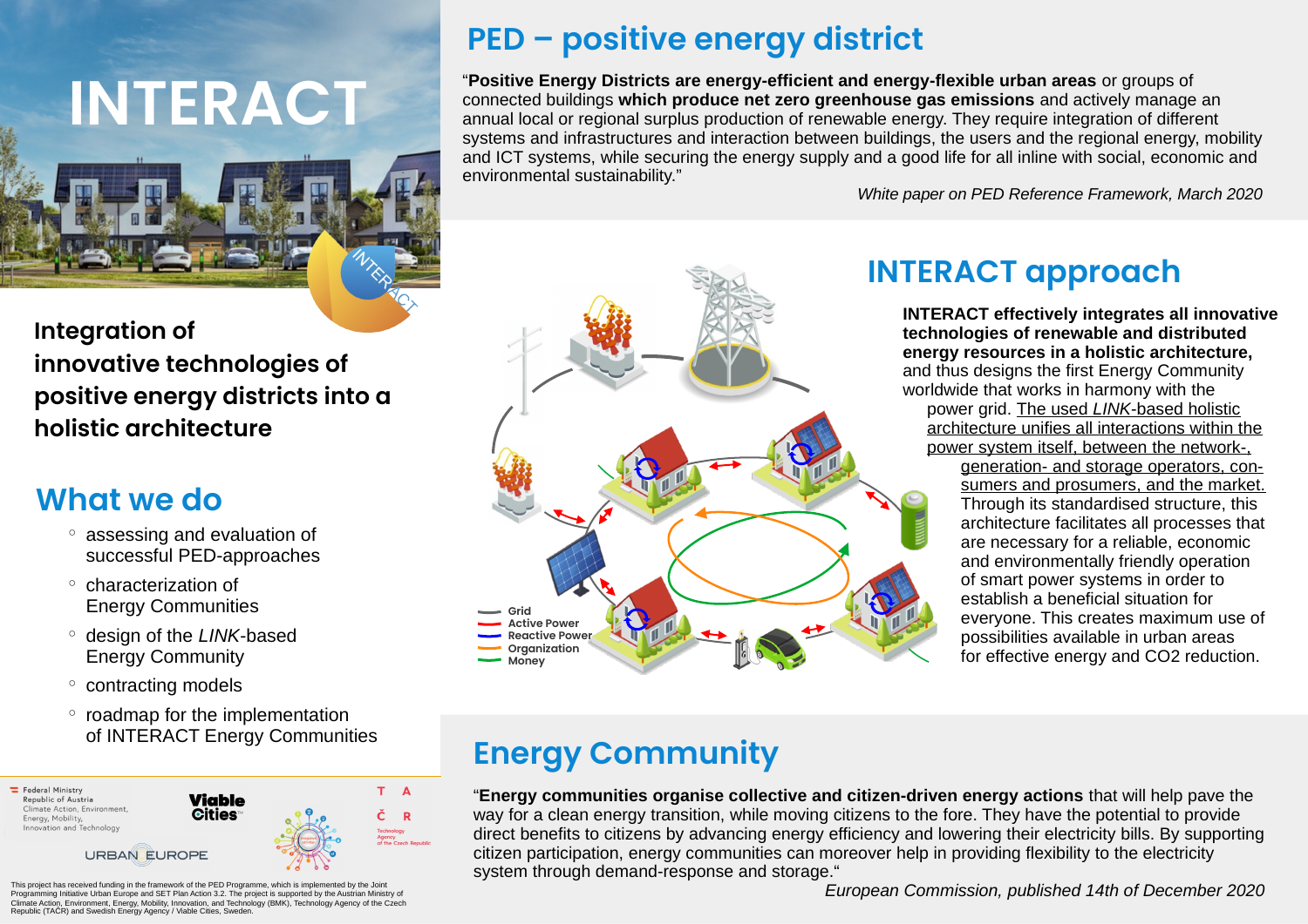# INTERACT

## Integration of innovative technologies of positive energy districts into a holistic architecture

## What we do

- assessing and evaluation of successful PED-approaches
- characterization of Energy Communities
- design of the *LINK*-based Energy Community
- contracting models
- roadmap for the implementation of INTERACT Energy Communities

Federal Ministry Republic of Austria Climate Action, Environment, Energy, Mobility, Innovation and Technology

Viable Cities

URBAN EUROPE

TAČR Technology Agency of the Czech Republic

This project has received funding in the framework of the PED Programme, which is implemented by the Joint Programming Initiative Urban Europe and SET Plan Action 3.2. The project is supported by the Austrian Ministry of Climate Action, Environment, Energy, Mobility, Innovation, and Technology (BMK), Technology Agency of the Czech Republic (TACR) and Swedish Energy Agency / Viable Cities, Sweden.

## PED – positive energy district

"**Positive Energy Districts are energy-efficient and energy-flexible urban areas** or groups of connected buildings **which produce net zero greenhouse gas emissions** and actively manage an annual local or regional surplus production of renewable energy. They require integration of different systems and infrastructures and interaction between buildings, the users and the regional energy, mobility and ICT systems, while securing the energy supply and a good life for all inline with social, economic and environmental sustainability."

*White paper on PED Reference Framework, March 2020*

## INTERACT approach

Grid
Active Power
Reactive Power
Organization
Money

**INTERACT effectively integrates all innovative technologies of renewable and distributed energy resources in a holistic architecture,** and thus designs the first Energy Community worldwide that works in harmony with the power grid. The used *LINK*-based holistic architecture unifies all interactions within the power system itself, between the network-, generation- and storage operators, consumers and prosumers, and the market. Through its standardised structure, this architecture facilitates all processes that are necessary for a reliable, economic and environmentally friendly operation of smart power systems in order to establish a beneficial situation for everyone. This creates maximum use of possibilities available in urban areas for effective energy and CO2 reduction.

## Energy Community

"**Energy communities organise collective and citizen-driven energy actions** that will help pave the way for a clean energy transition, while moving citizens to the fore. They have the potential to provide direct benefits to citizens by advancing energy efficiency and lowering their electricity bills. By supporting citizen participation, energy communities can moreover help in providing flexibility to the electricity system through demand-response and storage."

*European Commission, published 14th of December 2020*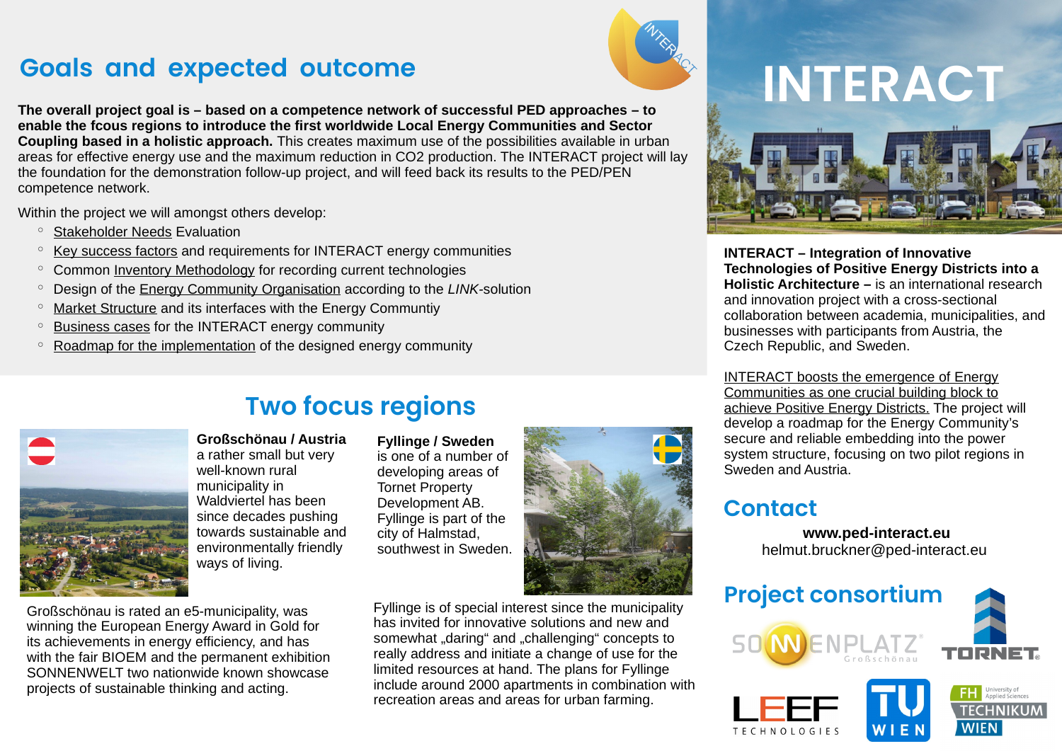## Goals and expected outcome

**The overall project goal is – based on a competence network of successful PED approaches – to enable the fcous regions to introduce the first worldwide Local Energy Communities and Sector Coupling based in a holistic approach.** This creates maximum use of the possibilities available in urban areas for effective energy use and the maximum reduction in CO2 production. The INTERACT project will lay the foundation for the demonstration follow-up project, and will feed back its results to the PED/PEN competence network.

Within the project we will amongst others develop:

- Stakeholder Needs Evaluation
- Key success factors and requirements for INTERACT energy communities
- Common Inventory Methodology for recording current technologies
- Design of the Energy Community Organisation according to the *LINK*-solution
- Market Structure and its interfaces with the Energy Communtiy
- Business cases for the INTERACT energy community
- Roadmap for the implementation of the designed energy community

## Two focus regions

**Großschönau / Austria**
a rather small but very well-known rural municipality in Waldviertel has been since decades pushing towards sustainable and environmentally friendly ways of living.

Großschönau is rated an e5-municipality, was winning the European Energy Award in Gold for its achievements in energy efficiency, and has with the fair BIOEM and the permanent exhibition SONNENWELT two nationwide known showcase projects of sustainable thinking and acting.

**Fyllinge / Sweden**
is one of a number of developing areas of Tornet Property Development AB. Fyllinge is part of the city of Halmstad, southwest in Sweden.

Fyllinge is of special interest since the municipality has invited for innovative solutions and new and somewhat „daring“ and „challenging“ concepts to really address and initiate a change of use for the limited resources at hand. The plans for Fyllinge include around 2000 apartments in combination with recreation areas and areas for urban farming.

# INTERACT

**INTERACT – Integration of Innovative Technologies of Positive Energy Districts into a Holistic Architecture –** is an international research and innovation project with a cross-sectional collaboration between academia, municipalities, and businesses with participants from Austria, the Czech Republic, and Sweden.

INTERACT boosts the emergence of Energy Communities as one crucial building block to achieve Positive Energy Districts. The project will develop a roadmap for the Energy Community's secure and reliable embedding into the power system structure, focusing on two pilot regions in Sweden and Austria.

## Contact

**www.ped-interact.eu**
helmut.bruckner@ped-interact.eu

## Project consortium